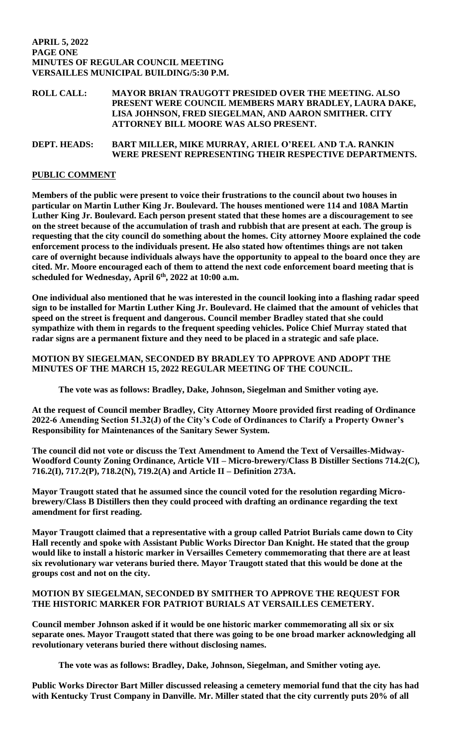**APRIL 5, 2022**
**PAGE ONE**
**MINUTES OF REGULAR COUNCIL MEETING**
**VERSAILLES MUNICIPAL BUILDING/5:30 P.M.**

**ROLL CALL:** **MAYOR BRIAN TRAUGOTT PRESIDED OVER THE MEETING. ALSO PRESENT WERE COUNCIL MEMBERS MARY BRADLEY, LAURA DAKE, LISA JOHNSON, FRED SIEGELMAN, AND AARON SMITHER. CITY ATTORNEY BILL MOORE WAS ALSO PRESENT.**

**DEPT. HEADS:** **BART MILLER, MIKE MURRAY, ARIEL O'REEL AND T.A. RANKIN WERE PRESENT REPRESENTING THEIR RESPECTIVE DEPARTMENTS.**

**PUBLIC COMMENT**

**Members of the public were present to voice their frustrations to the council about two houses in particular on Martin Luther King Jr. Boulevard. The houses mentioned were 114 and 108A Martin Luther King Jr. Boulevard. Each person present stated that these homes are a discouragement to see on the street because of the accumulation of trash and rubbish that are present at each. The group is requesting that the city council do something about the homes. City attorney Moore explained the code enforcement process to the individuals present. He also stated how oftentimes things are not taken care of overnight because individuals always have the opportunity to appeal to the board once they are cited. Mr. Moore encouraged each of them to attend the next code enforcement board meeting that is scheduled for Wednesday, April 6th, 2022 at 10:00 a.m.**

**One individual also mentioned that he was interested in the council looking into a flashing radar speed sign to be installed for Martin Luther King Jr. Boulevard. He claimed that the amount of vehicles that speed on the street is frequent and dangerous. Council member Bradley stated that she could sympathize with them in regards to the frequent speeding vehicles. Police Chief Murray stated that radar signs are a permanent fixture and they need to be placed in a strategic and safe place.**

**MOTION BY SIEGELMAN, SECONDED BY BRADLEY TO APPROVE AND ADOPT THE MINUTES OF THE MARCH 15, 2022 REGULAR MEETING OF THE COUNCIL.**

**The vote was as follows: Bradley, Dake, Johnson, Siegelman and Smither voting aye.**

**At the request of Council member Bradley, City Attorney Moore provided first reading of Ordinance 2022-6 Amending Section 51.32(J) of the City's Code of Ordinances to Clarify a Property Owner's Responsibility for Maintenances of the Sanitary Sewer System.**

**The council did not vote or discuss the Text Amendment to Amend the Text of Versailles-Midway-Woodford County Zoning Ordinance, Article VII – Micro-brewery/Class B Distiller Sections 714.2(C), 716.2(I), 717.2(P), 718.2(N), 719.2(A) and Article II – Definition 273A.**

**Mayor Traugott stated that he assumed since the council voted for the resolution regarding Micro-brewery/Class B Distillers then they could proceed with drafting an ordinance regarding the text amendment for first reading.**

**Mayor Traugott claimed that a representative with a group called Patriot Burials came down to City Hall recently and spoke with Assistant Public Works Director Dan Knight. He stated that the group would like to install a historic marker in Versailles Cemetery commemorating that there are at least six revolutionary war veterans buried there. Mayor Traugott stated that this would be done at the groups cost and not on the city.**

**MOTION BY SIEGELMAN, SECONDED BY SMITHER TO APPROVE THE REQUEST FOR THE HISTORIC MARKER FOR PATRIOT BURIALS AT VERSAILLES CEMETERY.**

**Council member Johnson asked if it would be one historic marker commemorating all six or six separate ones. Mayor Traugott stated that there was going to be one broad marker acknowledging all revolutionary veterans buried there without disclosing names.**

**The vote was as follows: Bradley, Dake, Johnson, Siegelman, and Smither voting aye.**

**Public Works Director Bart Miller discussed releasing a cemetery memorial fund that the city has had with Kentucky Trust Company in Danville. Mr. Miller stated that the city currently puts 20% of all**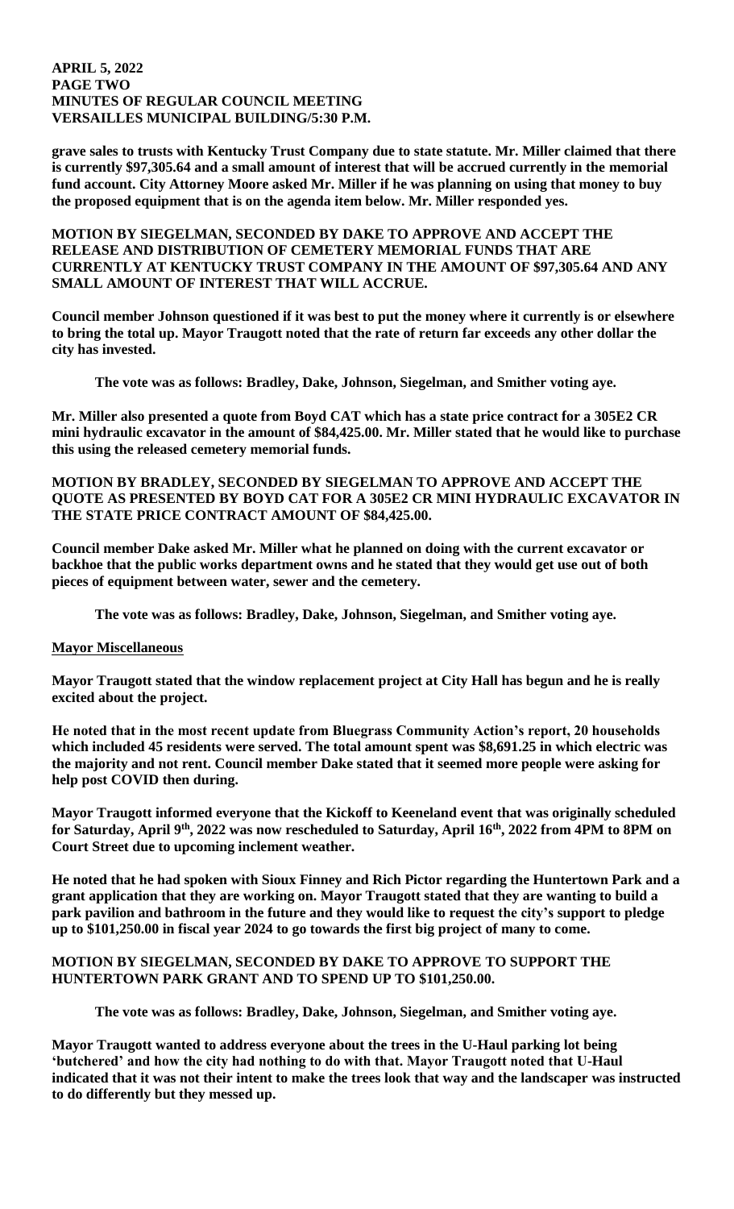**grave sales to trusts with Kentucky Trust Company due to state statute. Mr. Miller claimed that there is currently $97,305.64 and a small amount of interest that will be accrued currently in the memorial fund account. City Attorney Moore asked Mr. Miller if he was planning on using that money to buy the proposed equipment that is on the agenda item below. Mr. Miller responded yes.**

**MOTION BY SIEGELMAN, SECONDED BY DAKE TO APPROVE AND ACCEPT THE RELEASE AND DISTRIBUTION OF CEMETERY MEMORIAL FUNDS THAT ARE CURRENTLY AT KENTUCKY TRUST COMPANY IN THE AMOUNT OF $97,305.64 AND ANY SMALL AMOUNT OF INTEREST THAT WILL ACCRUE.**

**Council member Johnson questioned if it was best to put the money where it currently is or elsewhere to bring the total up. Mayor Traugott noted that the rate of return far exceeds any other dollar the city has invested.**

**The vote was as follows: Bradley, Dake, Johnson, Siegelman, and Smither voting aye.**

**Mr. Miller also presented a quote from Boyd CAT which has a state price contract for a 305E2 CR mini hydraulic excavator in the amount of $84,425.00. Mr. Miller stated that he would like to purchase this using the released cemetery memorial funds.**

**MOTION BY BRADLEY, SECONDED BY SIEGELMAN TO APPROVE AND ACCEPT THE QUOTE AS PRESENTED BY BOYD CAT FOR A 305E2 CR MINI HYDRAULIC EXCAVATOR IN THE STATE PRICE CONTRACT AMOUNT OF $84,425.00.**

**Council member Dake asked Mr. Miller what he planned on doing with the current excavator or backhoe that the public works department owns and he stated that they would get use out of both pieces of equipment between water, sewer and the cemetery.**

**The vote was as follows: Bradley, Dake, Johnson, Siegelman, and Smither voting aye.**

**Mayor Miscellaneous**

**Mayor Traugott stated that the window replacement project at City Hall has begun and he is really excited about the project.**

**He noted that in the most recent update from Bluegrass Community Action's report, 20 households which included 45 residents were served. The total amount spent was $8,691.25 in which electric was the majority and not rent. Council member Dake stated that it seemed more people were asking for help post COVID then during.**

**Mayor Traugott informed everyone that the Kickoff to Keeneland event that was originally scheduled for Saturday, April 9th, 2022 was now rescheduled to Saturday, April 16th, 2022 from 4PM to 8PM on Court Street due to upcoming inclement weather.**

**He noted that he had spoken with Sioux Finney and Rich Pictor regarding the Huntertown Park and a grant application that they are working on. Mayor Traugott stated that they are wanting to build a park pavilion and bathroom in the future and they would like to request the city's support to pledge up to $101,250.00 in fiscal year 2024 to go towards the first big project of many to come.**

**MOTION BY SIEGELMAN, SECONDED BY DAKE TO APPROVE TO SUPPORT THE HUNTERTOWN PARK GRANT AND TO SPEND UP TO $101,250.00.**

**The vote was as follows: Bradley, Dake, Johnson, Siegelman, and Smither voting aye.**

**Mayor Traugott wanted to address everyone about the trees in the U-Haul parking lot being 'butchered' and how the city had nothing to do with that. Mayor Traugott noted that U-Haul indicated that it was not their intent to make the trees look that way and the landscaper was instructed to do differently but they messed up.**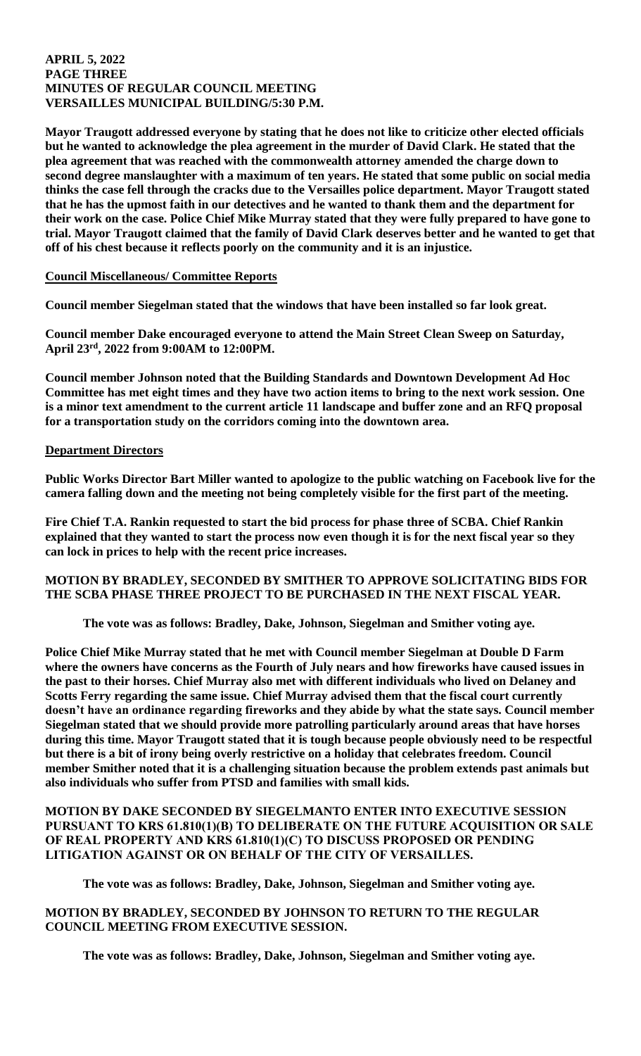Mayor Traugott addressed everyone by stating that he does not like to criticize other elected officials but he wanted to acknowledge the plea agreement in the murder of David Clark. He stated that the plea agreement that was reached with the commonwealth attorney amended the charge down to second degree manslaughter with a maximum of ten years. He stated that some public on social media thinks the case fell through the cracks due to the Versailles police department. Mayor Traugott stated that he has the upmost faith in our detectives and he wanted to thank them and the department for their work on the case. Police Chief Mike Murray stated that they were fully prepared to have gone to trial. Mayor Traugott claimed that the family of David Clark deserves better and he wanted to get that off of his chest because it reflects poorly on the community and it is an injustice.

**Council Miscellaneous/ Committee Reports**

Council member Siegelman stated that the windows that have been installed so far look great.

Council member Dake encouraged everyone to attend the Main Street Clean Sweep on Saturday, April 23rd, 2022 from 9:00AM to 12:00PM.

Council member Johnson noted that the Building Standards and Downtown Development Ad Hoc Committee has met eight times and they have two action items to bring to the next work session. One is a minor text amendment to the current article 11 landscape and buffer zone and an RFQ proposal for a transportation study on the corridors coming into the downtown area.

**Department Directors**

Public Works Director Bart Miller wanted to apologize to the public watching on Facebook live for the camera falling down and the meeting not being completely visible for the first part of the meeting.

Fire Chief T.A. Rankin requested to start the bid process for phase three of SCBA. Chief Rankin explained that they wanted to start the process now even though it is for the next fiscal year so they can lock in prices to help with the recent price increases.

MOTION BY BRADLEY, SECONDED BY SMITHER TO APPROVE SOLICITATING BIDS FOR THE SCBA PHASE THREE PROJECT TO BE PURCHASED IN THE NEXT FISCAL YEAR.

The vote was as follows: Bradley, Dake, Johnson, Siegelman and Smither voting aye.

Police Chief Mike Murray stated that he met with Council member Siegelman at Double D Farm where the owners have concerns as the Fourth of July nears and how fireworks have caused issues in the past to their horses. Chief Murray also met with different individuals who lived on Delaney and Scotts Ferry regarding the same issue. Chief Murray advised them that the fiscal court currently doesn't have an ordinance regarding fireworks and they abide by what the state says. Council member Siegelman stated that we should provide more patrolling particularly around areas that have horses during this time. Mayor Traugott stated that it is tough because people obviously need to be respectful but there is a bit of irony being overly restrictive on a holiday that celebrates freedom. Council member Smither noted that it is a challenging situation because the problem extends past animals but also individuals who suffer from PTSD and families with small kids.

MOTION BY DAKE SECONDED BY SIEGELMANTO ENTER INTO EXECUTIVE SESSION PURSUANT TO KRS 61.810(1)(B) TO DELIBERATE ON THE FUTURE ACQUISITION OR SALE OF REAL PROPERTY AND KRS 61.810(1)(C) TO DISCUSS PROPOSED OR PENDING LITIGATION AGAINST OR ON BEHALF OF THE CITY OF VERSAILLES.

The vote was as follows: Bradley, Dake, Johnson, Siegelman and Smither voting aye.

MOTION BY BRADLEY, SECONDED BY JOHNSON TO RETURN TO THE REGULAR COUNCIL MEETING FROM EXECUTIVE SESSION.

The vote was as follows: Bradley, Dake, Johnson, Siegelman and Smither voting aye.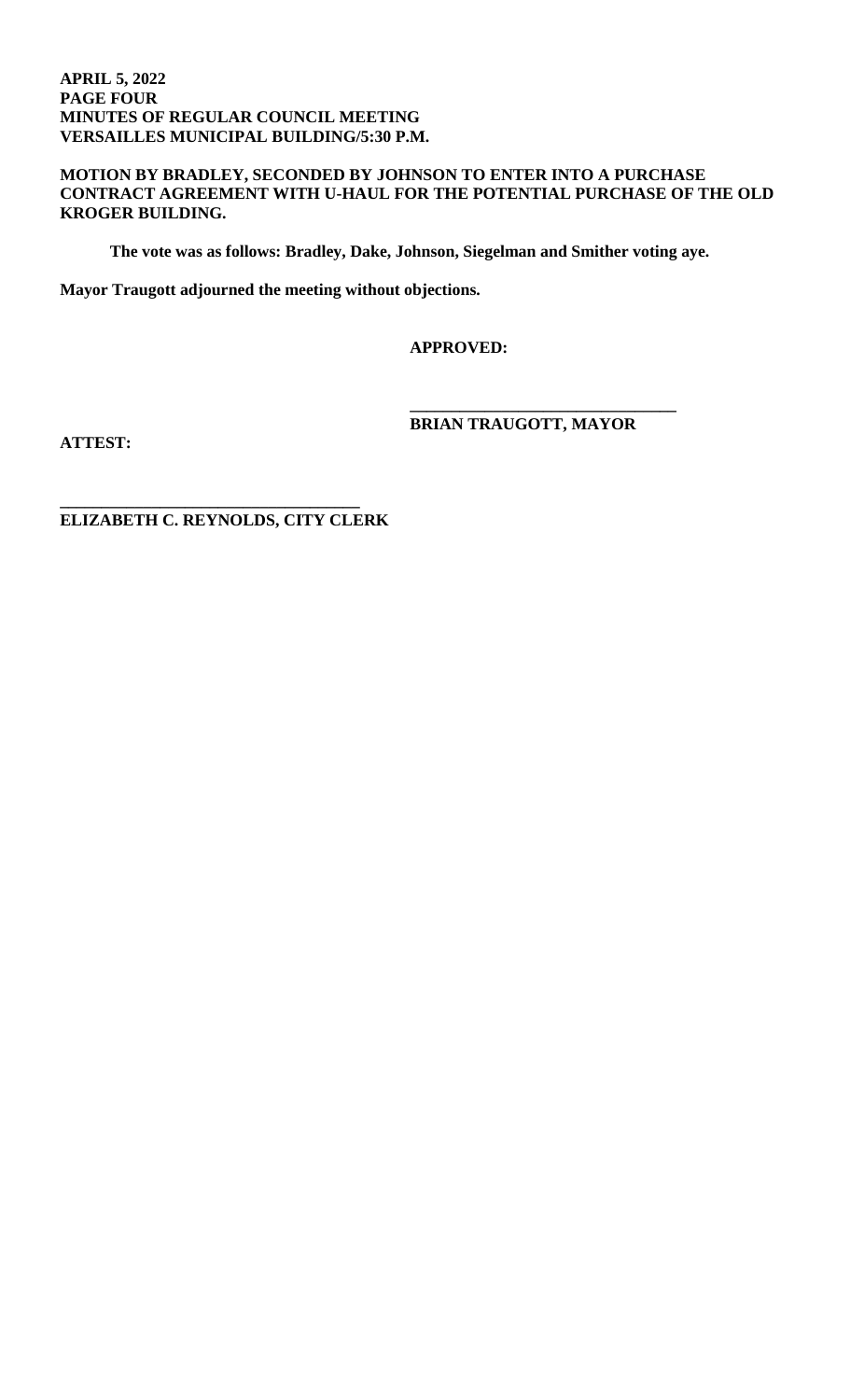**MOTION BY BRADLEY, SECONDED BY JOHNSON TO ENTER INTO A PURCHASE CONTRACT AGREEMENT WITH U-HAUL FOR THE POTENTIAL PURCHASE OF THE OLD KROGER BUILDING.**

**The vote was as follows: Bradley, Dake, Johnson, Siegelman and Smither voting aye.**

**Mayor Traugott adjourned the meeting without objections.**

**APPROVED:**

**_______________________________**
**BRIAN TRAUGOTT, MAYOR**

**ATTEST:**

**___________________________________**
**ELIZABETH C. REYNOLDS, CITY CLERK**